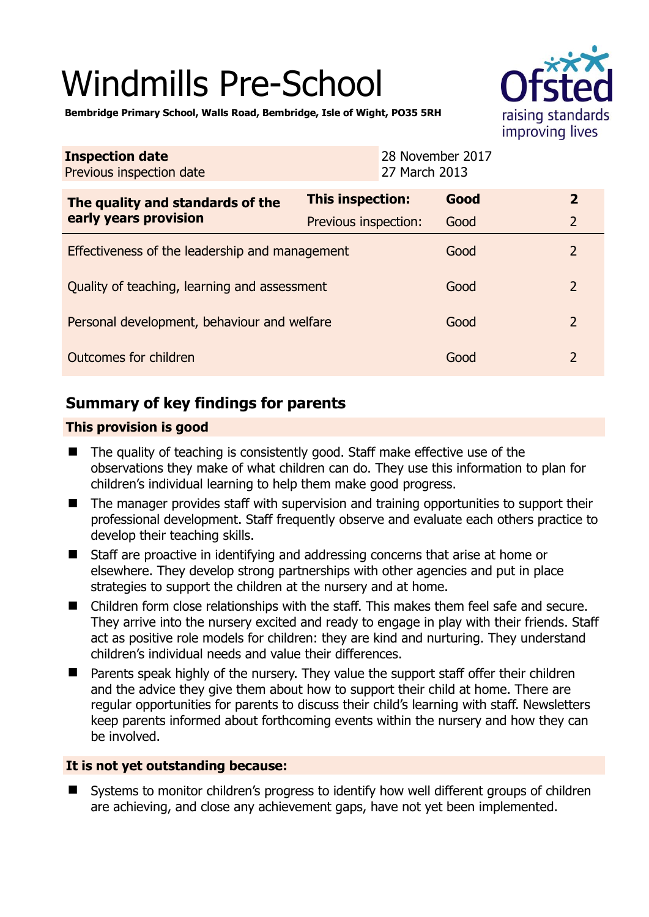# Windmills Pre-School

**Bembridge Primary School, Walls Road, Bembridge, Isle of Wight, PO35 5RH**

| **Inspection date** | 28 November 2017 |
|---|---|
| Previous inspection date | 27 March 2013 |

| **The quality and standards of the early years provision** | **This inspection:** | **Good** | **2** |
|---|---|---|---|
| | Previous inspection: | Good | 2 |
| Effectiveness of the leadership and management | | Good | 2 |
| Quality of teaching, learning and assessment | | Good | 2 |
| Personal development, behaviour and welfare | | Good | 2 |
| Outcomes for children | | Good | 2 |

## Summary of key findings for parents

### This provision is good

- The quality of teaching is consistently good. Staff make effective use of the observations they make of what children can do. They use this information to plan for children's individual learning to help them make good progress.
- The manager provides staff with supervision and training opportunities to support their professional development. Staff frequently observe and evaluate each others practice to develop their teaching skills.
- Staff are proactive in identifying and addressing concerns that arise at home or elsewhere. They develop strong partnerships with other agencies and put in place strategies to support the children at the nursery and at home.
- Children form close relationships with the staff. This makes them feel safe and secure. They arrive into the nursery excited and ready to engage in play with their friends. Staff act as positive role models for children: they are kind and nurturing. They understand children's individual needs and value their differences.
- Parents speak highly of the nursery. They value the support staff offer their children and the advice they give them about how to support their child at home. There are regular opportunities for parents to discuss their child's learning with staff. Newsletters keep parents informed about forthcoming events within the nursery and how they can be involved.

### It is not yet outstanding because:

- Systems to monitor children's progress to identify how well different groups of children are achieving, and close any achievement gaps, have not yet been implemented.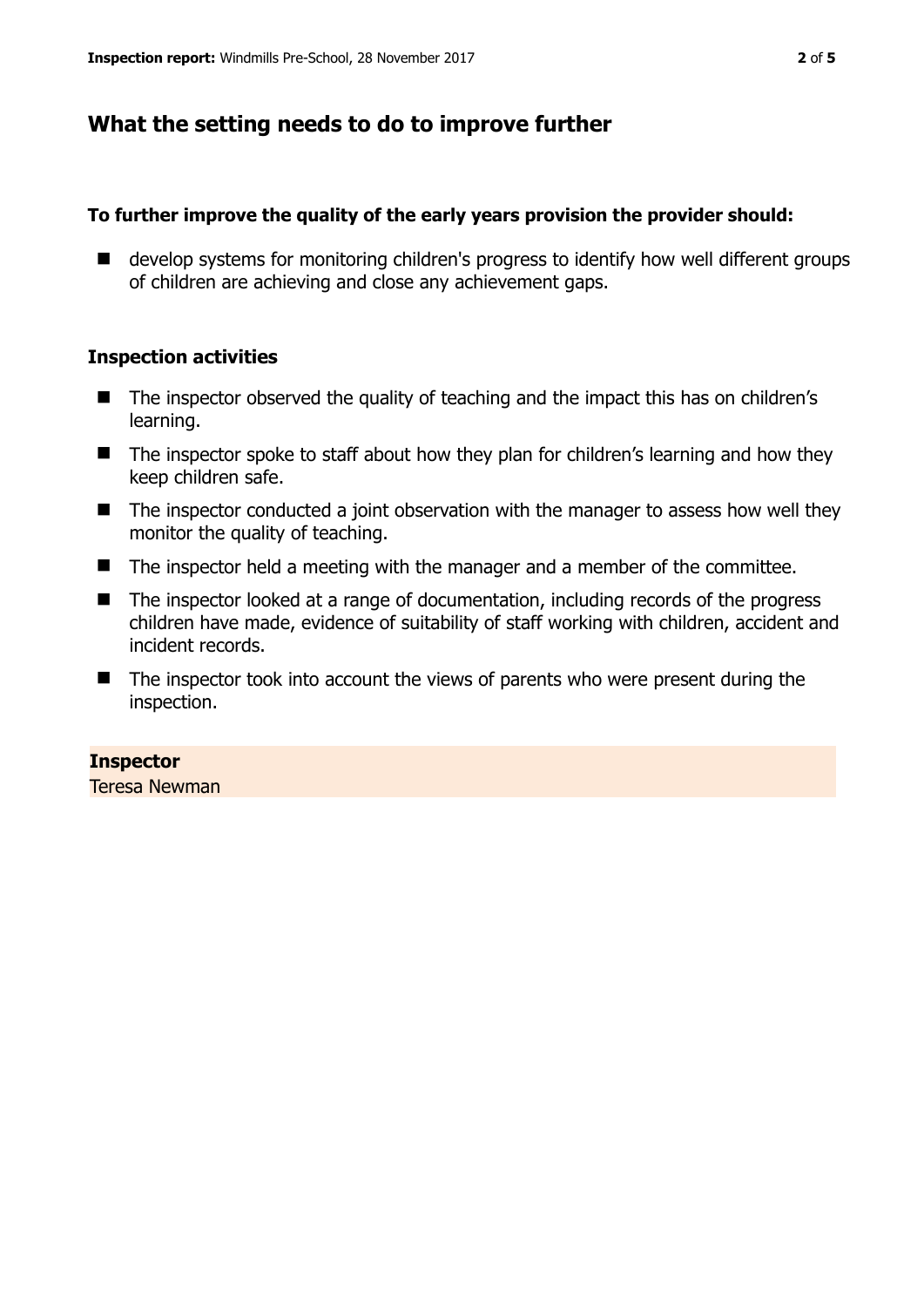## What the setting needs to do to improve further

**To further improve the quality of the early years provision the provider should:**

- develop systems for monitoring children's progress to identify how well different groups of children are achieving and close any achievement gaps.

### Inspection activities

- The inspector observed the quality of teaching and the impact this has on children's learning.
- The inspector spoke to staff about how they plan for children's learning and how they keep children safe.
- The inspector conducted a joint observation with the manager to assess how well they monitor the quality of teaching.
- The inspector held a meeting with the manager and a member of the committee.
- The inspector looked at a range of documentation, including records of the progress children have made, evidence of suitability of staff working with children, accident and incident records.
- The inspector took into account the views of parents who were present during the inspection.

**Inspector**
Teresa Newman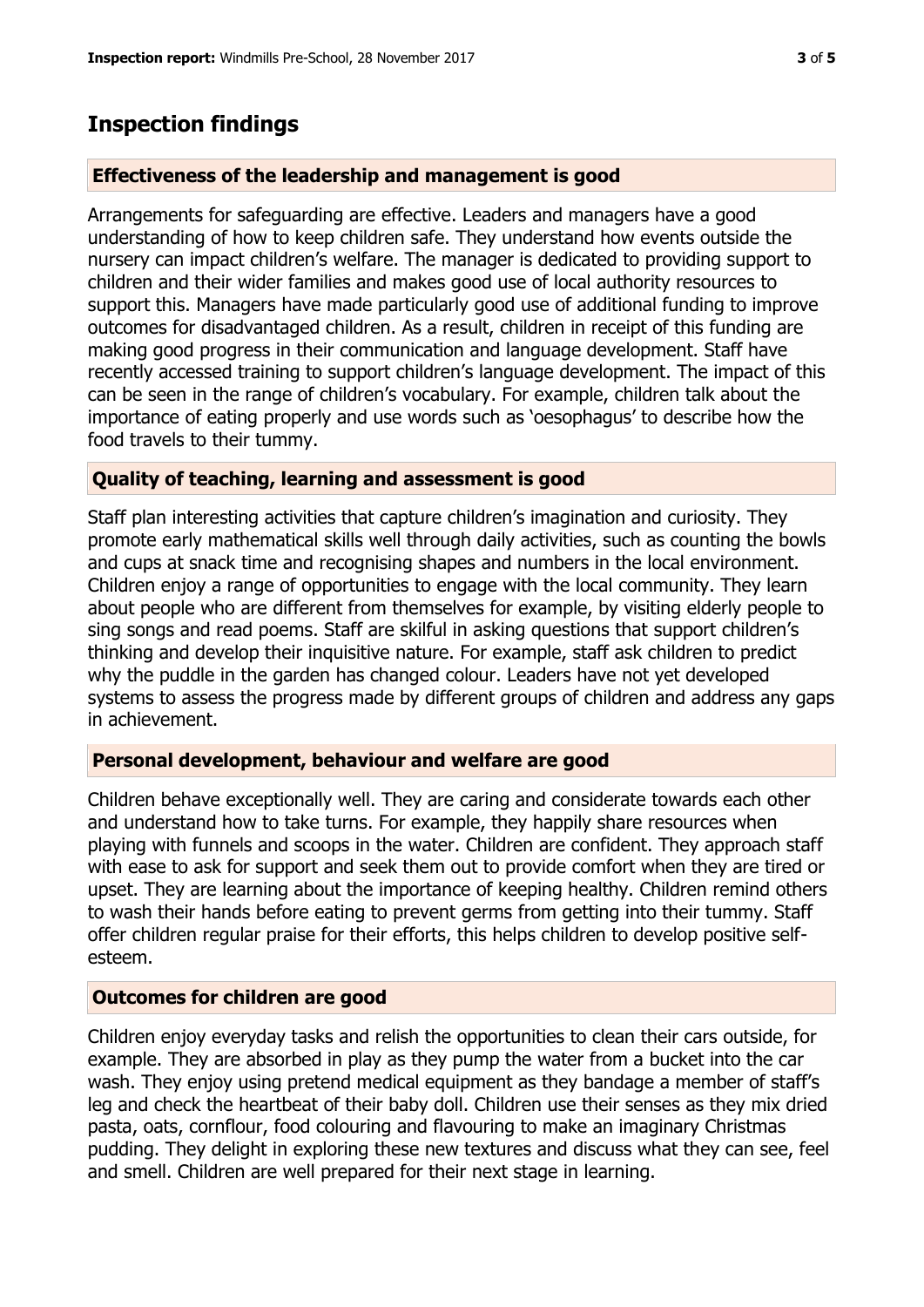## Inspection findings

### Effectiveness of the leadership and management is good

Arrangements for safeguarding are effective. Leaders and managers have a good understanding of how to keep children safe. They understand how events outside the nursery can impact children's welfare. The manager is dedicated to providing support to children and their wider families and makes good use of local authority resources to support this. Managers have made particularly good use of additional funding to improve outcomes for disadvantaged children. As a result, children in receipt of this funding are making good progress in their communication and language development. Staff have recently accessed training to support children's language development. The impact of this can be seen in the range of children's vocabulary. For example, children talk about the importance of eating properly and use words such as 'oesophagus' to describe how the food travels to their tummy.

### Quality of teaching, learning and assessment is good

Staff plan interesting activities that capture children's imagination and curiosity. They promote early mathematical skills well through daily activities, such as counting the bowls and cups at snack time and recognising shapes and numbers in the local environment. Children enjoy a range of opportunities to engage with the local community. They learn about people who are different from themselves for example, by visiting elderly people to sing songs and read poems. Staff are skilful in asking questions that support children's thinking and develop their inquisitive nature. For example, staff ask children to predict why the puddle in the garden has changed colour. Leaders have not yet developed systems to assess the progress made by different groups of children and address any gaps in achievement.

### Personal development, behaviour and welfare are good

Children behave exceptionally well. They are caring and considerate towards each other and understand how to take turns. For example, they happily share resources when playing with funnels and scoops in the water. Children are confident. They approach staff with ease to ask for support and seek them out to provide comfort when they are tired or upset. They are learning about the importance of keeping healthy. Children remind others to wash their hands before eating to prevent germs from getting into their tummy. Staff offer children regular praise for their efforts, this helps children to develop positive self-esteem.

### Outcomes for children are good

Children enjoy everyday tasks and relish the opportunities to clean their cars outside, for example. They are absorbed in play as they pump the water from a bucket into the car wash. They enjoy using pretend medical equipment as they bandage a member of staff's leg and check the heartbeat of their baby doll. Children use their senses as they mix dried pasta, oats, cornflour, food colouring and flavouring to make an imaginary Christmas pudding. They delight in exploring these new textures and discuss what they can see, feel and smell. Children are well prepared for their next stage in learning.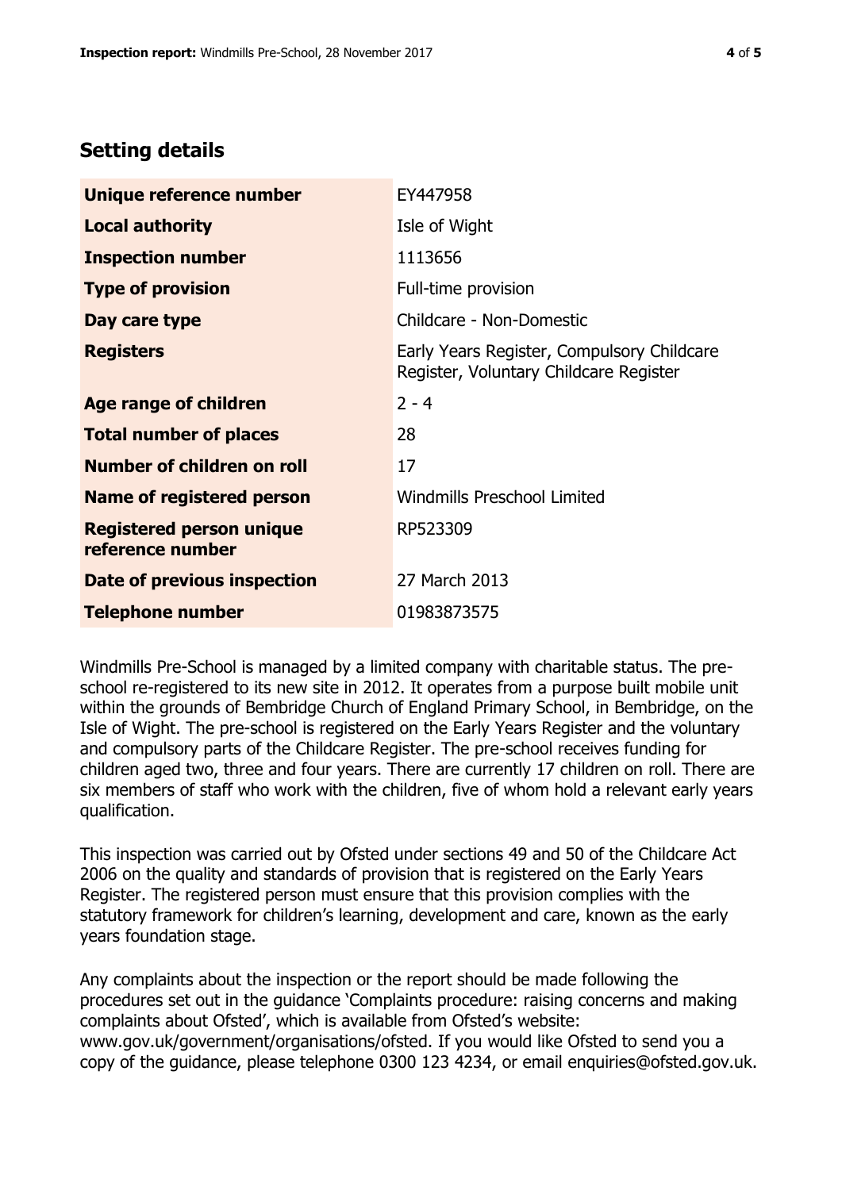## Setting details

| | |
|---|---|
| **Unique reference number** | EY447958 |
| **Local authority** | Isle of Wight |
| **Inspection number** | 1113656 |
| **Type of provision** | Full-time provision |
| **Day care type** | Childcare - Non-Domestic |
| **Registers** | Early Years Register, Compulsory Childcare Register, Voluntary Childcare Register |
| **Age range of children** | 2 - 4 |
| **Total number of places** | 28 |
| **Number of children on roll** | 17 |
| **Name of registered person** | Windmills Preschool Limited |
| **Registered person unique reference number** | RP523309 |
| **Date of previous inspection** | 27 March 2013 |
| **Telephone number** | 01983873575 |

Windmills Pre-School is managed by a limited company with charitable status. The pre-school re-registered to its new site in 2012. It operates from a purpose built mobile unit within the grounds of Bembridge Church of England Primary School, in Bembridge, on the Isle of Wight. The pre-school is registered on the Early Years Register and the voluntary and compulsory parts of the Childcare Register. The pre-school receives funding for children aged two, three and four years. There are currently 17 children on roll. There are six members of staff who work with the children, five of whom hold a relevant early years qualification.

This inspection was carried out by Ofsted under sections 49 and 50 of the Childcare Act 2006 on the quality and standards of provision that is registered on the Early Years Register. The registered person must ensure that this provision complies with the statutory framework for children's learning, development and care, known as the early years foundation stage.

Any complaints about the inspection or the report should be made following the procedures set out in the guidance 'Complaints procedure: raising concerns and making complaints about Ofsted', which is available from Ofsted's website: www.gov.uk/government/organisations/ofsted. If you would like Ofsted to send you a copy of the guidance, please telephone 0300 123 4234, or email enquiries@ofsted.gov.uk.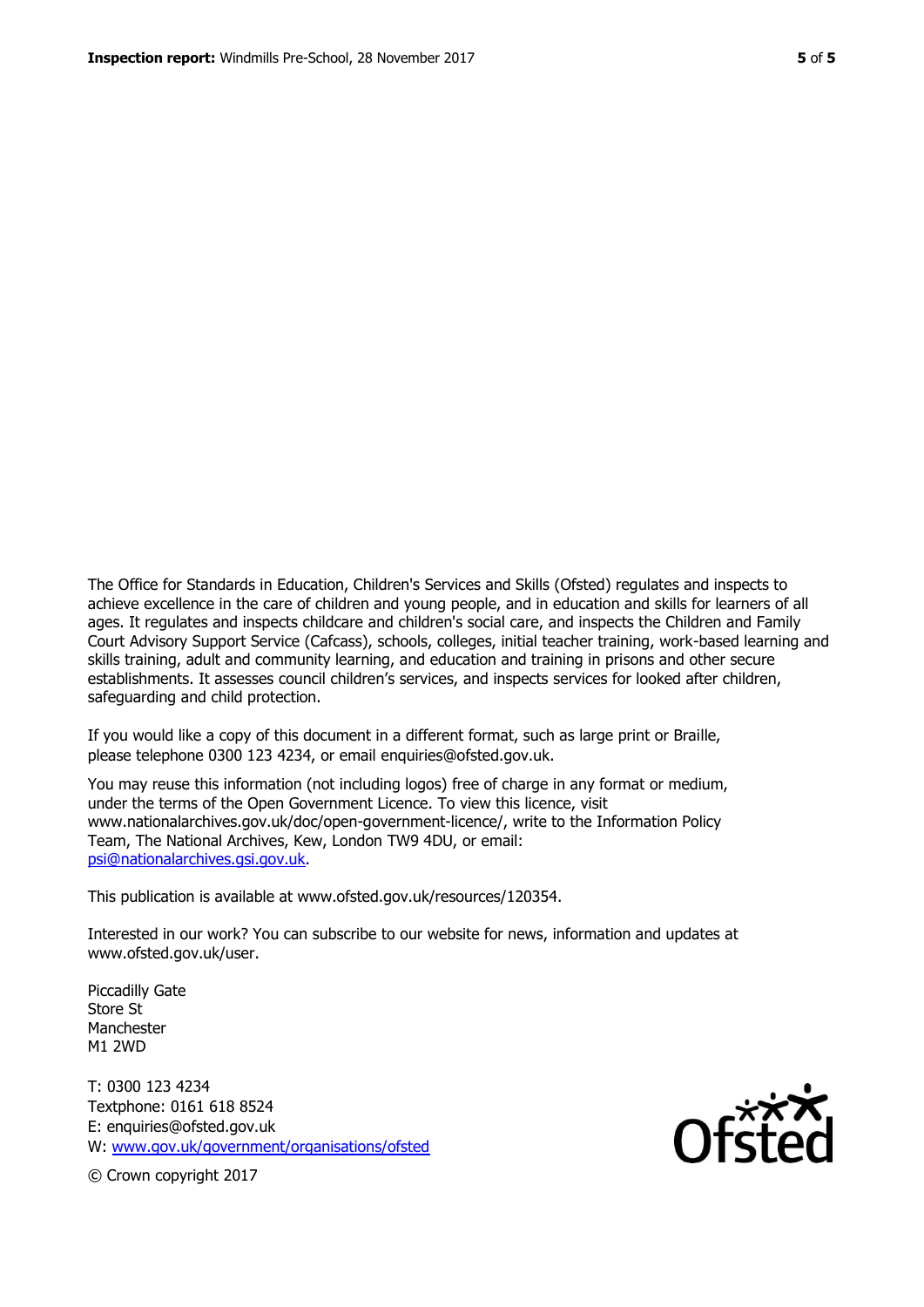The Office for Standards in Education, Children's Services and Skills (Ofsted) regulates and inspects to achieve excellence in the care of children and young people, and in education and skills for learners of all ages. It regulates and inspects childcare and children's social care, and inspects the Children and Family Court Advisory Support Service (Cafcass), schools, colleges, initial teacher training, work-based learning and skills training, adult and community learning, and education and training in prisons and other secure establishments. It assesses council children's services, and inspects services for looked after children, safeguarding and child protection.

If you would like a copy of this document in a different format, such as large print or Braille, please telephone 0300 123 4234, or email enquiries@ofsted.gov.uk.

You may reuse this information (not including logos) free of charge in any format or medium, under the terms of the Open Government Licence. To view this licence, visit www.nationalarchives.gov.uk/doc/open-government-licence/, write to the Information Policy Team, The National Archives, Kew, London TW9 4DU, or email: psi@nationalarchives.gsi.gov.uk.

This publication is available at www.ofsted.gov.uk/resources/120354.

Interested in our work? You can subscribe to our website for news, information and updates at www.ofsted.gov.uk/user.

Piccadilly Gate
Store St
Manchester
M1 2WD

T: 0300 123 4234
Textphone: 0161 618 8524
E: enquiries@ofsted.gov.uk
W: www.gov.uk/government/organisations/ofsted

© Crown copyright 2017